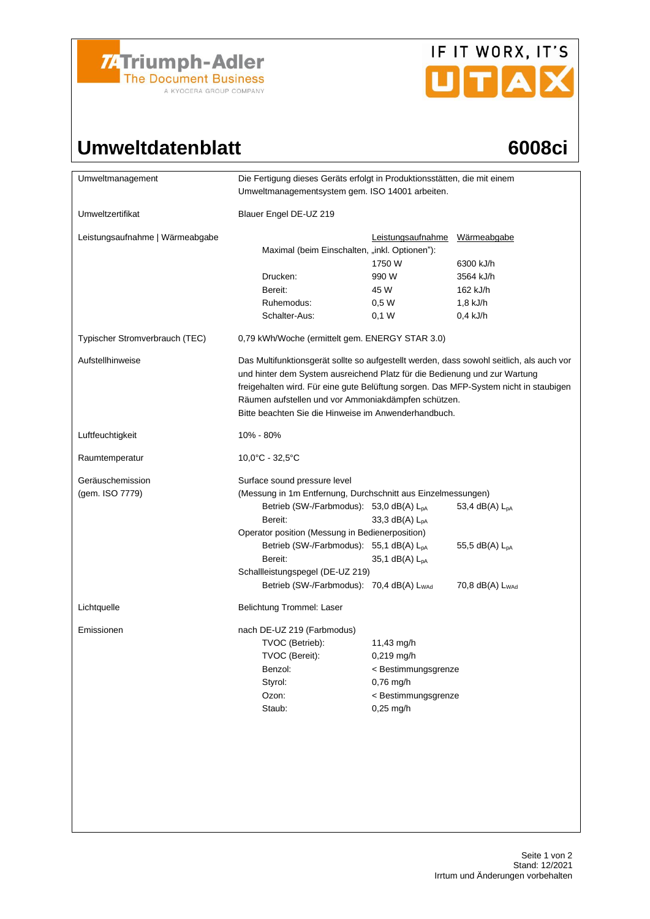Triumph-Adler
The Document Business
A KYOCERA GROUP COMPANY

IF IT WORX, IT'S UTAX

# Umweltdatenblatt 6008ci

| | |
|---|---|
| Umweltmanagement | Die Fertigung dieses Geräts erfolgt in Produktionsstätten, die mit einem Umweltmanagementsystem gem. ISO 14001 arbeiten. |
| Umweltzertifikat | Blauer Engel DE-UZ 219 |
| Leistungsaufnahme \| Wärmeabgabe | |

| | | Leistungsaufnahme | Wärmeabgabe |
|---|---|---|---|
| Leistungsaufnahme \| Wärmeabgabe | Maximal (beim Einschalten, „inkl. Optionen"): | 1750 W | 6300 kJ/h |
| | Drucken: | 990 W | 3564 kJ/h |
| | Bereit: | 45 W | 162 kJ/h |
| | Ruhemodus: | 0,5 W | 1,8 kJ/h |
| | Schalter-Aus: | 0,1 W | 0,4 kJ/h |

| | |
|---|---|
| Typischer Stromverbrauch (TEC) | 0,79 kWh/Woche (ermittelt gem. ENERGY STAR 3.0) |
| Aufstellhinweise | Das Multifunktionsgerät sollte so aufgestellt werden, dass sowohl seitlich, als auch vor und hinter dem System ausreichend Platz für die Bedienung und zur Wartung freigehalten wird. Für eine gute Belüftung sorgen. Das MFP-System nicht in staubigen Räumen aufstellen und vor Ammoniakdämpfen schützen. Bitte beachten Sie die Hinweise im Anwenderhandbuch. |
| Luftfeuchtigkeit | 10% - 80% |
| Raumtemperatur | 10,0°C - 32,5°C |

**Geräuschemission (gem. ISO 7779)**

Surface sound pressure level
(Messung in 1m Entfernung, Durchschnitt aus Einzelmessungen)

| | | |
|---|---|---|
| Betrieb (SW-/Farbmodus): | 53,0 dB(A) $L_{pA}$ | 53,4 dB(A) $L_{pA}$ |
| Bereit: | 33,3 dB(A) $L_{pA}$ | |

Operator position (Messung in Bedienerposition)

| | | |
|---|---|---|
| Betrieb (SW-/Farbmodus): | 55,1 dB(A) $L_{pA}$ | 55,5 dB(A) $L_{pA}$ |
| Bereit: | 35,1 dB(A) $L_{pA}$ | |

Schallleistungspegel (DE-UZ 219)

| | | |
|---|---|---|
| Betrieb (SW-/Farbmodus): | 70,4 dB(A) $L_{WAd}$ | 70,8 dB(A) $L_{WAd}$ |

| | |
|---|---|
| Lichtquelle | Belichtung Trommel: Laser |

**Emissionen**

nach DE-UZ 219 (Farbmodus)

| | |
|---|---|
| TVOC (Betrieb): | 11,43 mg/h |
| TVOC (Bereit): | 0,219 mg/h |
| Benzol: | < Bestimmungsgrenze |
| Styrol: | 0,76 mg/h |
| Ozon: | < Bestimmungsgrenze |
| Staub: | 0,25 mg/h |

Stand: 12/2021
Irrtum und Änderungen vorbehalten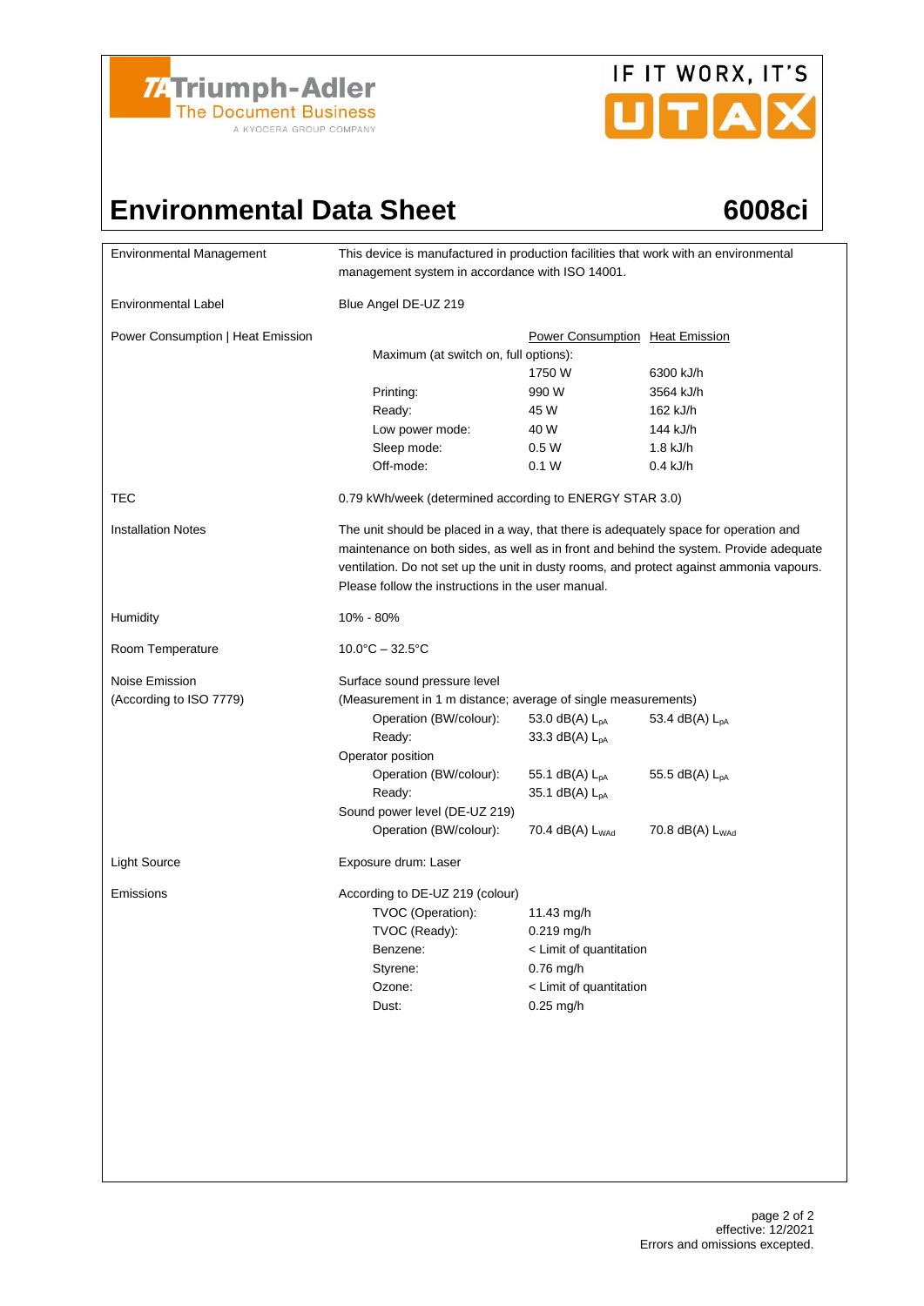Triumph-Adler
The Document Business
A KYOCERA GROUP COMPANY

IF IT WORX, IT'S UTAX

# Environmental Data Sheet 6008ci

| | | | |
|---|---|---|---|
| Environmental Management | This device is manufactured in production facilities that work with an environmental management system in accordance with ISO 14001. | | |
| Environmental Label | Blue Angel DE-UZ 219 | | |
| Power Consumption \| Heat Emission | | Power Consumption | Heat Emission |
| | Maximum (at switch on, full options): | 1750 W | 6300 kJ/h |
| | Printing: | 990 W | 3564 kJ/h |
| | Ready: | 45 W | 162 kJ/h |
| | Low power mode: | 40 W | 144 kJ/h |
| | Sleep mode: | 0.5 W | 1.8 kJ/h |
| | Off-mode: | 0.1 W | 0.4 kJ/h |
| TEC | 0.79 kWh/week (determined according to ENERGY STAR 3.0) | | |
| Installation Notes | The unit should be placed in a way, that there is adequately space for operation and maintenance on both sides, as well as in front and behind the system. Provide adequate ventilation. Do not set up the unit in dusty rooms, and protect against ammonia vapours. Please follow the instructions in the user manual. | | |
| Humidity | 10% - 80% | | |
| Room Temperature | 10.0°C – 32.5°C | | |
| Noise Emission (According to ISO 7779) | Surface sound pressure level (Measurement in 1 m distance; average of single measurements) | | |
| | Operation (BW/colour): | 53.0 dB(A) $L_{pA}$ | 53.4 dB(A) $L_{pA}$ |
| | Ready: | 33.3 dB(A) $L_{pA}$ | |
| | Operator position | | |
| | Operation (BW/colour): | 55.1 dB(A) $L_{pA}$ | 55.5 dB(A) $L_{pA}$ |
| | Ready: | 35.1 dB(A) $L_{pA}$ | |
| | Sound power level (DE-UZ 219) | | |
| | Operation (BW/colour): | 70.4 dB(A) $L_{WAd}$ | 70.8 dB(A) $L_{WAd}$ |
| Light Source | Exposure drum: Laser | | |
| Emissions | According to DE-UZ 219 (colour) | | |
| | TVOC (Operation): | 11.43 mg/h | |
| | TVOC (Ready): | 0.219 mg/h | |
| | Benzene: | < Limit of quantitation | |
| | Styrene: | 0.76 mg/h | |
| | Ozone: | < Limit of quantitation | |
| | Dust: | 0.25 mg/h | |

effective: 12/2021
Errors and omissions excepted.